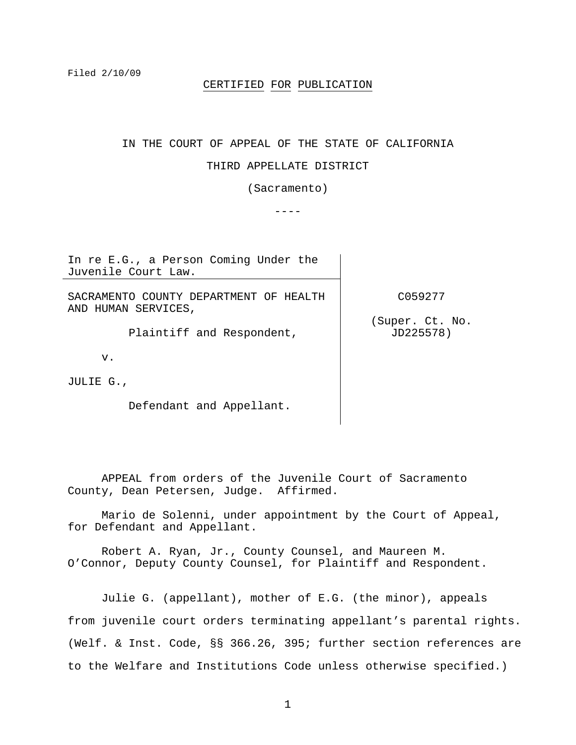Filed 2/10/09

CERTIFIED FOR PUBLICATION

IN THE COURT OF APPEAL OF THE STATE OF CALIFORNIA

THIRD APPELLATE DISTRICT

(Sacramento)

----

| | |
|---|---|
| In re E.G., a Person Coming Under the Juvenile Court Law. | |
| SACRAMENTO COUNTY DEPARTMENT OF HEALTH AND HUMAN SERVICES,<br><br>Plaintiff and Respondent,<br><br>v.<br><br>JULIE G.,<br><br>Defendant and Appellant. | C059277<br><br>(Super. Ct. No. JD225578) |

APPEAL from orders of the Juvenile Court of Sacramento County, Dean Petersen, Judge. Affirmed.

Mario de Solenni, under appointment by the Court of Appeal, for Defendant and Appellant.

Robert A. Ryan, Jr., County Counsel, and Maureen M. O'Connor, Deputy County Counsel, for Plaintiff and Respondent.

Julie G. (appellant), mother of E.G. (the minor), appeals from juvenile court orders terminating appellant's parental rights. (Welf. & Inst. Code, §§ 366.26, 395; further section references are to the Welfare and Institutions Code unless otherwise specified.)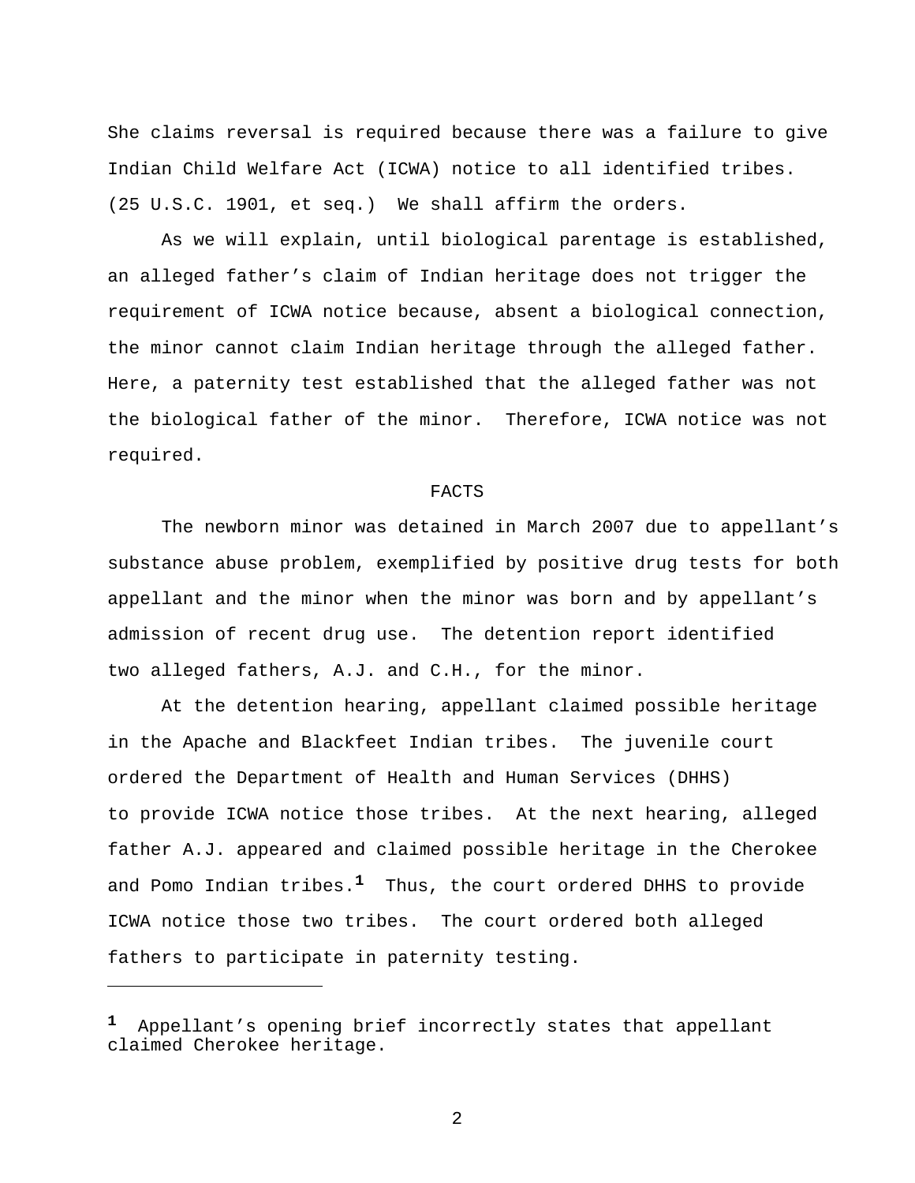She claims reversal is required because there was a failure to give Indian Child Welfare Act (ICWA) notice to all identified tribes. (25 U.S.C. 1901, et seq.) We shall affirm the orders.

As we will explain, until biological parentage is established, an alleged father's claim of Indian heritage does not trigger the requirement of ICWA notice because, absent a biological connection, the minor cannot claim Indian heritage through the alleged father. Here, a paternity test established that the alleged father was not the biological father of the minor. Therefore, ICWA notice was not required.

## FACTS

The newborn minor was detained in March 2007 due to appellant's substance abuse problem, exemplified by positive drug tests for both appellant and the minor when the minor was born and by appellant's admission of recent drug use. The detention report identified two alleged fathers, A.J. and C.H., for the minor.

At the detention hearing, appellant claimed possible heritage in the Apache and Blackfeet Indian tribes. The juvenile court ordered the Department of Health and Human Services (DHHS) to provide ICWA notice those tribes. At the next hearing, alleged father A.J. appeared and claimed possible heritage in the Cherokee and Pomo Indian tribes.[1] Thus, the court ordered DHHS to provide ICWA notice those two tribes. The court ordered both alleged fathers to participate in paternity testing.

---

[1] Appellant's opening brief incorrectly states that appellant claimed Cherokee heritage.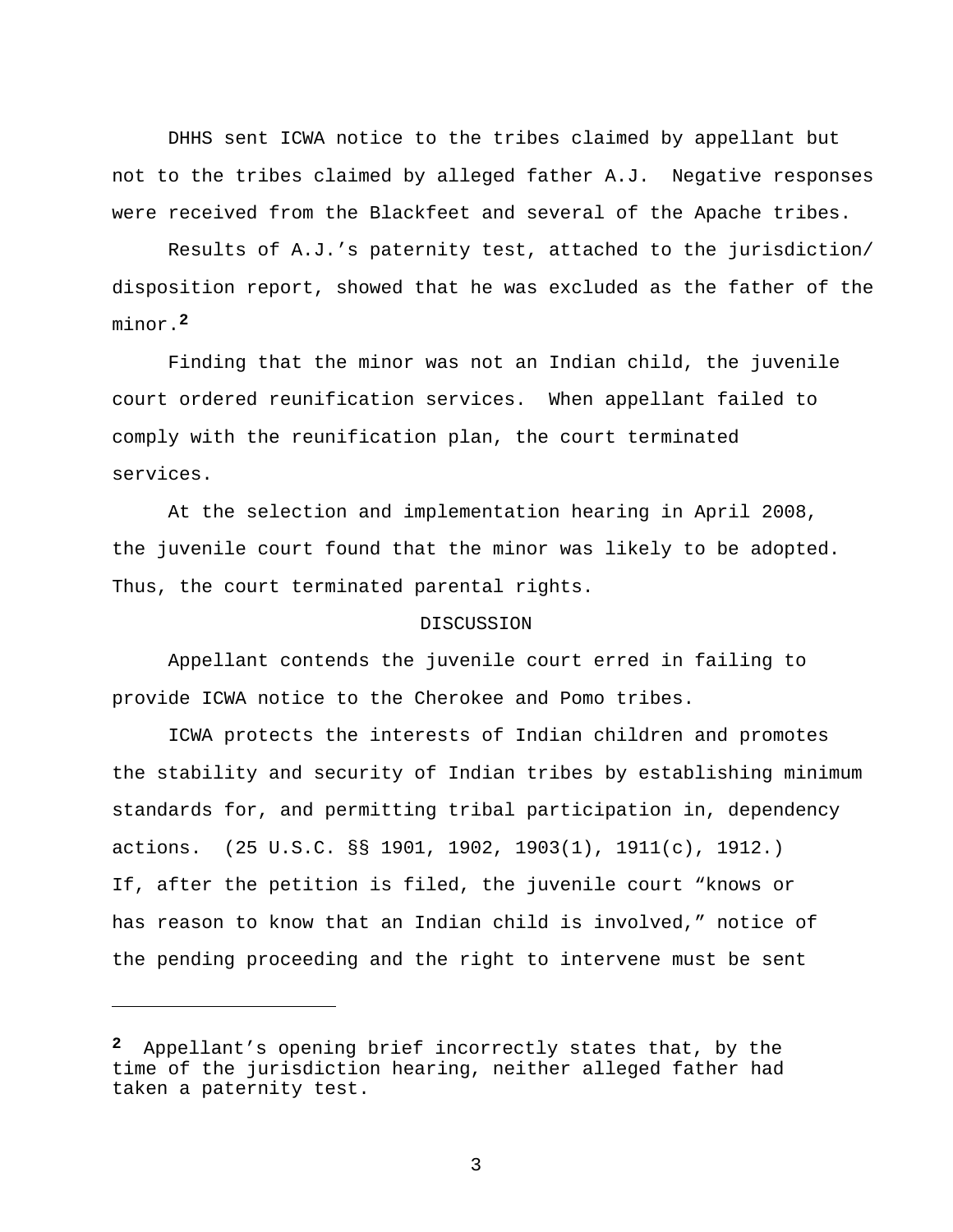DHHS sent ICWA notice to the tribes claimed by appellant but not to the tribes claimed by alleged father A.J. Negative responses were received from the Blackfeet and several of the Apache tribes.

Results of A.J.'s paternity test, attached to the jurisdiction/ disposition report, showed that he was excluded as the father of the minor.[2]

Finding that the minor was not an Indian child, the juvenile court ordered reunification services. When appellant failed to comply with the reunification plan, the court terminated services.

At the selection and implementation hearing in April 2008, the juvenile court found that the minor was likely to be adopted. Thus, the court terminated parental rights.

## DISCUSSION

Appellant contends the juvenile court erred in failing to provide ICWA notice to the Cherokee and Pomo tribes.

ICWA protects the interests of Indian children and promotes the stability and security of Indian tribes by establishing minimum standards for, and permitting tribal participation in, dependency actions. (25 U.S.C. §§ 1901, 1902, 1903(1), 1911(c), 1912.) If, after the petition is filed, the juvenile court "knows or has reason to know that an Indian child is involved," notice of the pending proceeding and the right to intervene must be sent

---

[2] Appellant's opening brief incorrectly states that, by the time of the jurisdiction hearing, neither alleged father had taken a paternity test.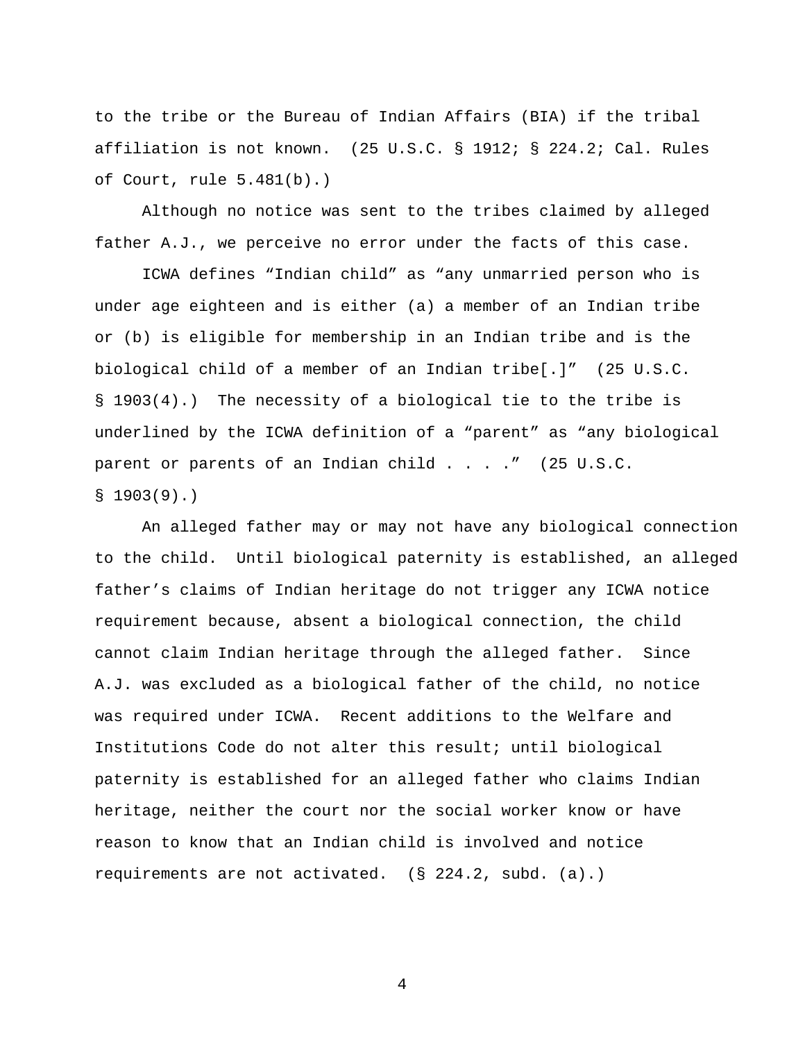to the tribe or the Bureau of Indian Affairs (BIA) if the tribal affiliation is not known. (25 U.S.C. § 1912; § 224.2; Cal. Rules of Court, rule 5.481(b).)

Although no notice was sent to the tribes claimed by alleged father A.J., we perceive no error under the facts of this case.

ICWA defines “Indian child” as “any unmarried person who is under age eighteen and is either (a) a member of an Indian tribe or (b) is eligible for membership in an Indian tribe and is the biological child of a member of an Indian tribe[.]” (25 U.S.C. § 1903(4).) The necessity of a biological tie to the tribe is underlined by the ICWA definition of a “parent” as “any biological parent or parents of an Indian child . . . .” (25 U.S.C. § 1903(9).)

An alleged father may or may not have any biological connection to the child. Until biological paternity is established, an alleged father’s claims of Indian heritage do not trigger any ICWA notice requirement because, absent a biological connection, the child cannot claim Indian heritage through the alleged father. Since A.J. was excluded as a biological father of the child, no notice was required under ICWA. Recent additions to the Welfare and Institutions Code do not alter this result; until biological paternity is established for an alleged father who claims Indian heritage, neither the court nor the social worker know or have reason to know that an Indian child is involved and notice requirements are not activated. (§ 224.2, subd. (a).)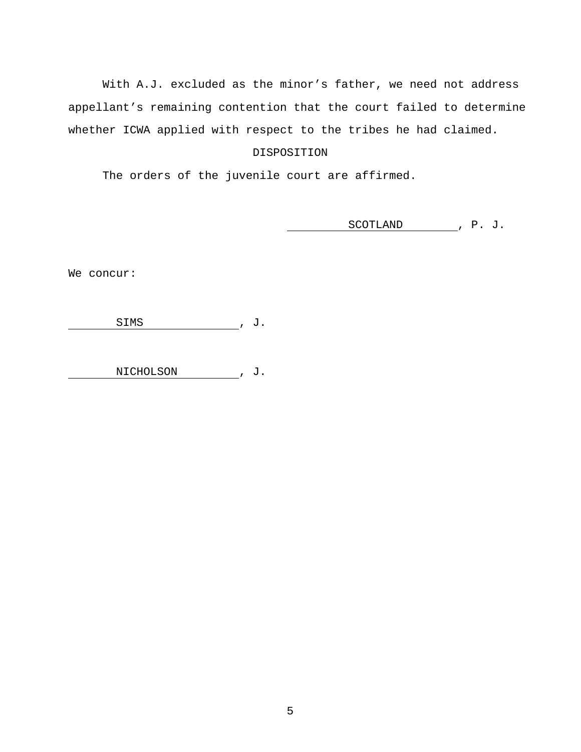With A.J. excluded as the minor's father, we need not address appellant's remaining contention that the court failed to determine whether ICWA applied with respect to the tribes he had claimed.

DISPOSITION

The orders of the juvenile court are affirmed.

SCOTLAND, P. J.

We concur:

SIMS, J.

NICHOLSON, J.